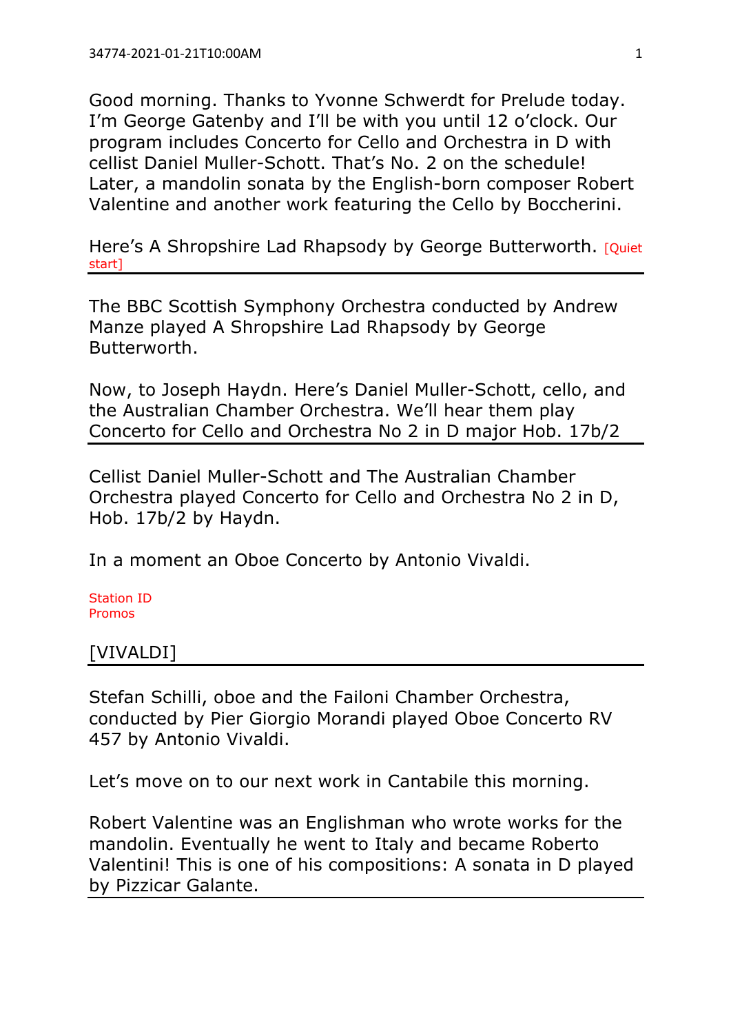Good morning. Thanks to Yvonne Schwerdt for Prelude today. I'm George Gatenby and I'll be with you until 12 o'clock. Our program includes Concerto for Cello and Orchestra in D with cellist Daniel Muller-Schott. That's No. 2 on the schedule! Later, a mandolin sonata by the English-born composer Robert Valentine and another work featuring the Cello by Boccherini.

Here's A Shropshire Lad Rhapsody by George Butterworth. [Quiet start]

---

The BBC Scottish Symphony Orchestra conducted by Andrew Manze played A Shropshire Lad Rhapsody by George Butterworth.

Now, to Joseph Haydn. Here's Daniel Muller-Schott, cello, and the Australian Chamber Orchestra. We'll hear them play Concerto for Cello and Orchestra No 2 in D major Hob. 17b/2

---

Cellist Daniel Muller-Schott and The Australian Chamber Orchestra played Concerto for Cello and Orchestra No 2 in D, Hob. 17b/2 by Haydn.

In a moment an Oboe Concerto by Antonio Vivaldi.

Station ID
Promos

[VIVALDI]

---

Stefan Schilli, oboe and the Failoni Chamber Orchestra, conducted by Pier Giorgio Morandi played Oboe Concerto RV 457 by Antonio Vivaldi.

Let's move on to our next work in Cantabile this morning.

Robert Valentine was an Englishman who wrote works for the mandolin. Eventually he went to Italy and became Roberto Valentini! This is one of his compositions: A sonata in D played by Pizzicar Galante.

---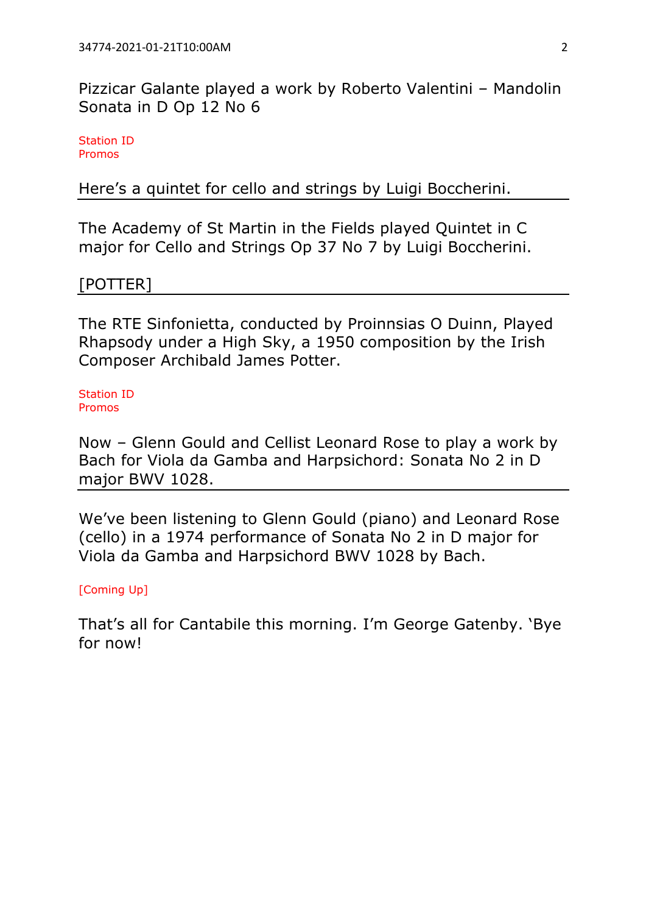Pizzicar Galante played a work by Roberto Valentini – Mandolin Sonata in D Op 12 No 6

Station ID
Promos

Here's a quintet for cello and strings by Luigi Boccherini.

---

The Academy of St Martin in the Fields played Quintet in C major for Cello and Strings Op 37 No 7 by Luigi Boccherini.

[POTTER]

---

The RTE Sinfonietta, conducted by Proinnsias O Duinn, Played Rhapsody under a High Sky, a 1950 composition by the Irish Composer Archibald James Potter.

Station ID
Promos

Now – Glenn Gould and Cellist Leonard Rose to play a work by Bach for Viola da Gamba and Harpsichord: Sonata No 2 in D major BWV 1028.

---

We've been listening to Glenn Gould (piano) and Leonard Rose (cello) in a 1974 performance of Sonata No 2 in D major for Viola da Gamba and Harpsichord BWV 1028 by Bach.

[Coming Up]

That's all for Cantabile this morning. I'm George Gatenby. 'Bye for now!